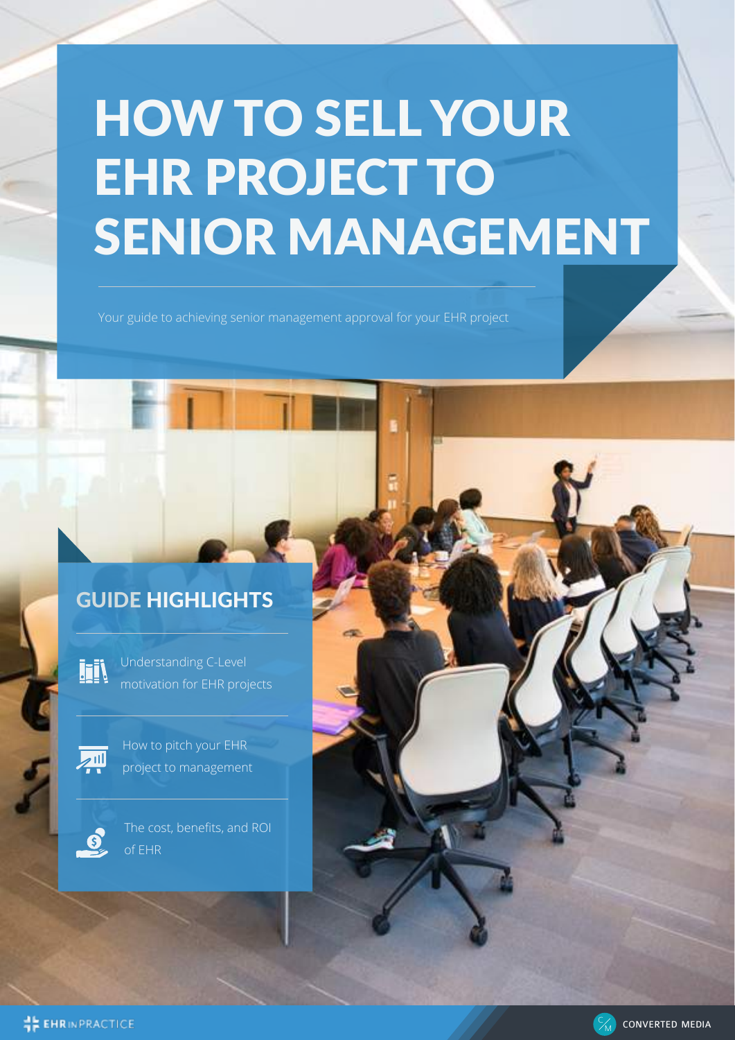# HOW TO SELL YOUR EHR PROJECT TO SENIOR MANAGEMENT

Your guide to achieving senior management approval for your EHR project

## GUIDE HIGHLIGHTS

- Understanding C-Level motivation for EHR projects
- How to pitch your EHR project to management
- The cost, benefits, and ROI of EHR

EHR IN PRACTICE

CONVERTED MEDIA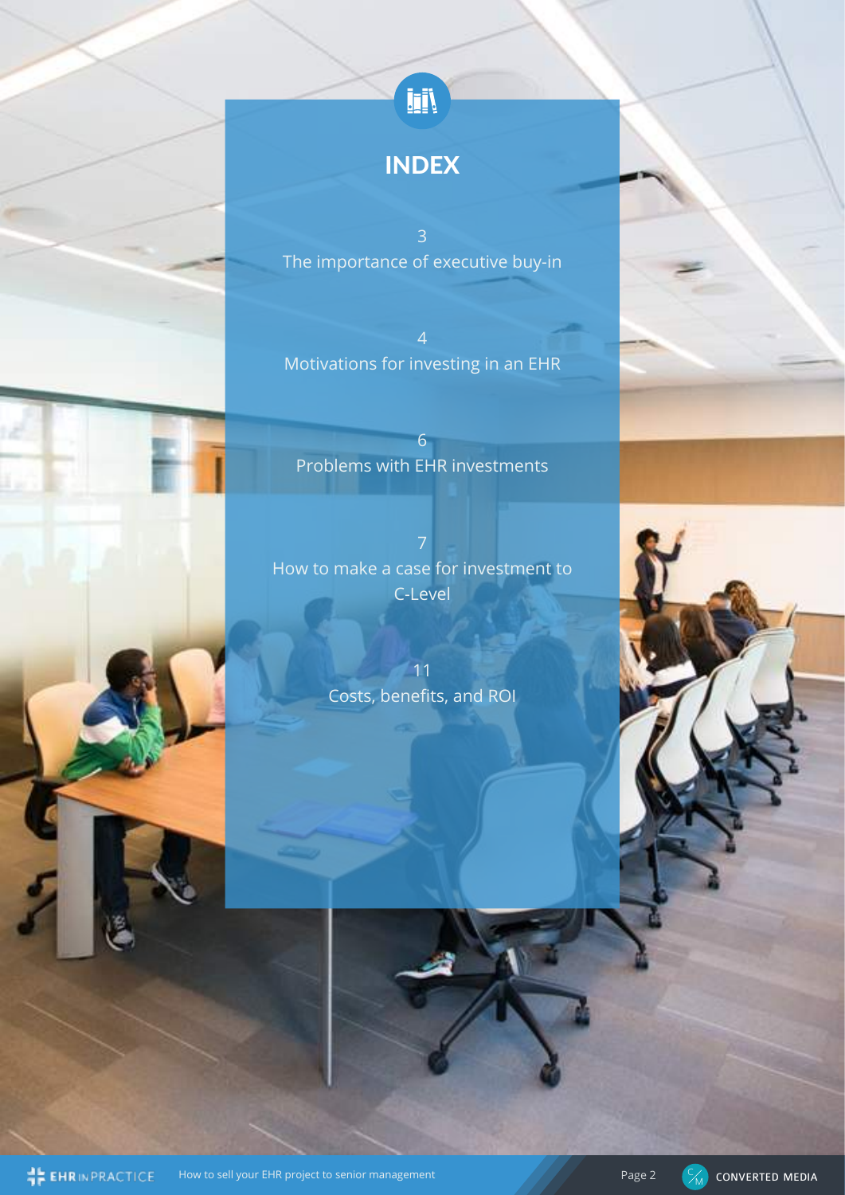# INDEX

3
The importance of executive buy-in

4
Motivations for investing in an EHR

6
Problems with EHR investments

7
How to make a case for investment to C-Level

11
Costs, benefits, and ROI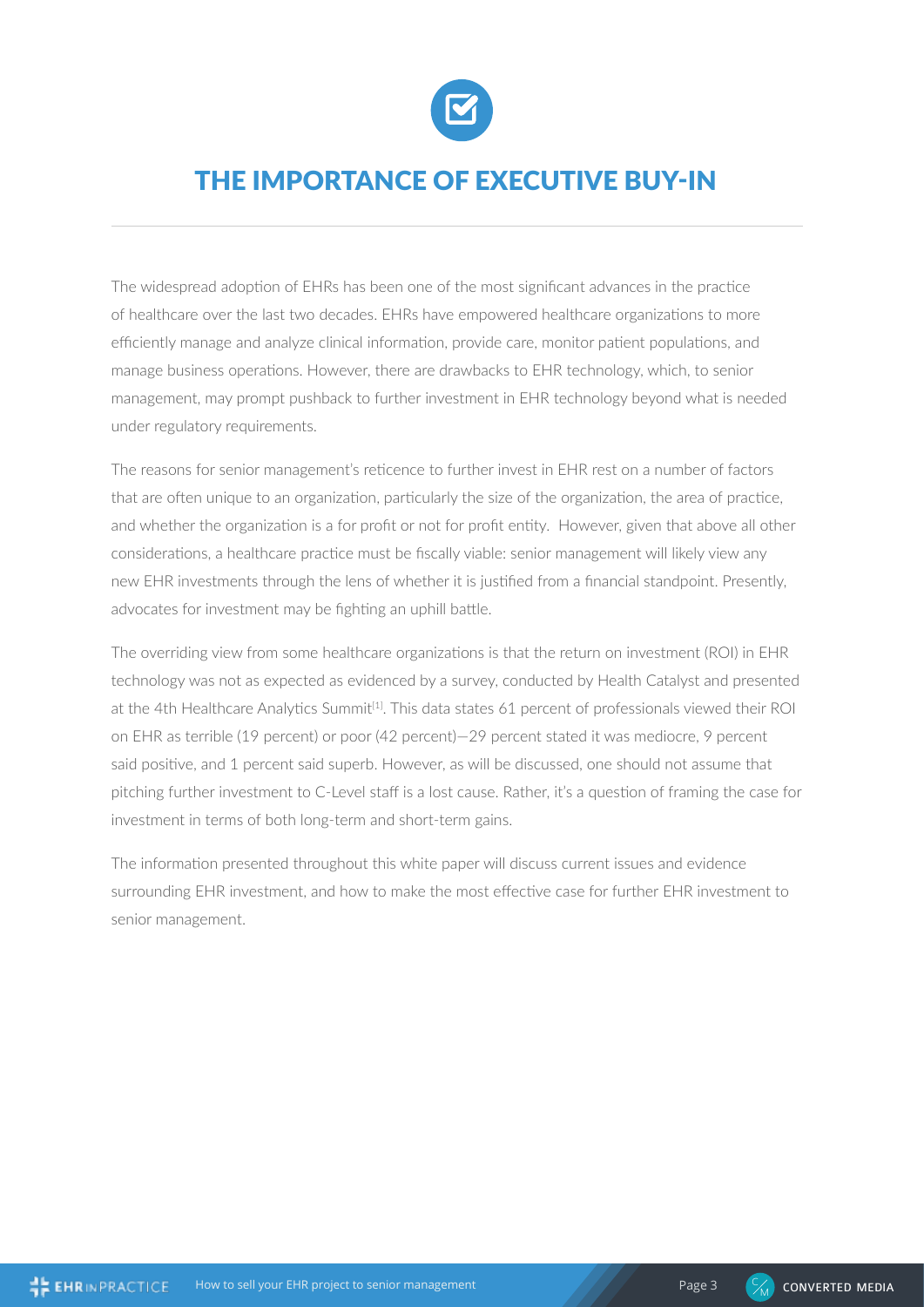# THE IMPORTANCE OF EXECUTIVE BUY-IN

The widespread adoption of EHRs has been one of the most significant advances in the practice of healthcare over the last two decades. EHRs have empowered healthcare organizations to more efficiently manage and analyze clinical information, provide care, monitor patient populations, and manage business operations. However, there are drawbacks to EHR technology, which, to senior management, may prompt pushback to further investment in EHR technology beyond what is needed under regulatory requirements.

The reasons for senior management's reticence to further invest in EHR rest on a number of factors that are often unique to an organization, particularly the size of the organization, the area of practice, and whether the organization is a for profit or not for profit entity. However, given that above all other considerations, a healthcare practice must be fiscally viable: senior management will likely view any new EHR investments through the lens of whether it is justified from a financial standpoint. Presently, advocates for investment may be fighting an uphill battle.

The overriding view from some healthcare organizations is that the return on investment (ROI) in EHR technology was not as expected as evidenced by a survey, conducted by Health Catalyst and presented at the 4th Healthcare Analytics Summit[1]. This data states 61 percent of professionals viewed their ROI on EHR as terrible (19 percent) or poor (42 percent)—29 percent stated it was mediocre, 9 percent said positive, and 1 percent said superb. However, as will be discussed, one should not assume that pitching further investment to C-Level staff is a lost cause. Rather, it's a question of framing the case for investment in terms of both long-term and short-term gains.

The information presented throughout this white paper will discuss current issues and evidence surrounding EHR investment, and how to make the most effective case for further EHR investment to senior management.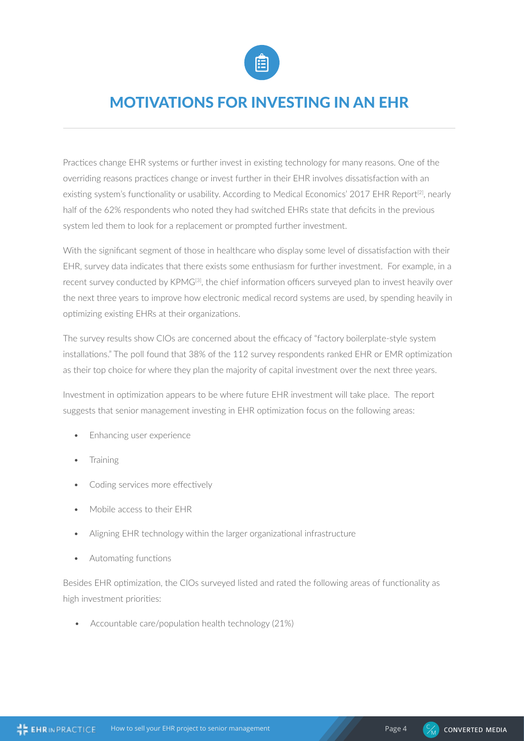# MOTIVATIONS FOR INVESTING IN AN EHR

Practices change EHR systems or further invest in existing technology for many reasons. One of the overriding reasons practices change or invest further in their EHR involves dissatisfaction with an existing system's functionality or usability. According to Medical Economics' 2017 EHR Report[2], nearly half of the 62% respondents who noted they had switched EHRs state that deficits in the previous system led them to look for a replacement or prompted further investment.

With the significant segment of those in healthcare who display some level of dissatisfaction with their EHR, survey data indicates that there exists some enthusiasm for further investment. For example, in a recent survey conducted by KPMG[3], the chief information officers surveyed plan to invest heavily over the next three years to improve how electronic medical record systems are used, by spending heavily in optimizing existing EHRs at their organizations.

The survey results show CIOs are concerned about the efficacy of "factory boilerplate-style system installations." The poll found that 38% of the 112 survey respondents ranked EHR or EMR optimization as their top choice for where they plan the majority of capital investment over the next three years.

Investment in optimization appears to be where future EHR investment will take place. The report suggests that senior management investing in EHR optimization focus on the following areas:

- Enhancing user experience
- Training
- Coding services more effectively
- Mobile access to their EHR
- Aligning EHR technology within the larger organizational infrastructure
- Automating functions

Besides EHR optimization, the CIOs surveyed listed and rated the following areas of functionality as high investment priorities:

- Accountable care/population health technology (21%)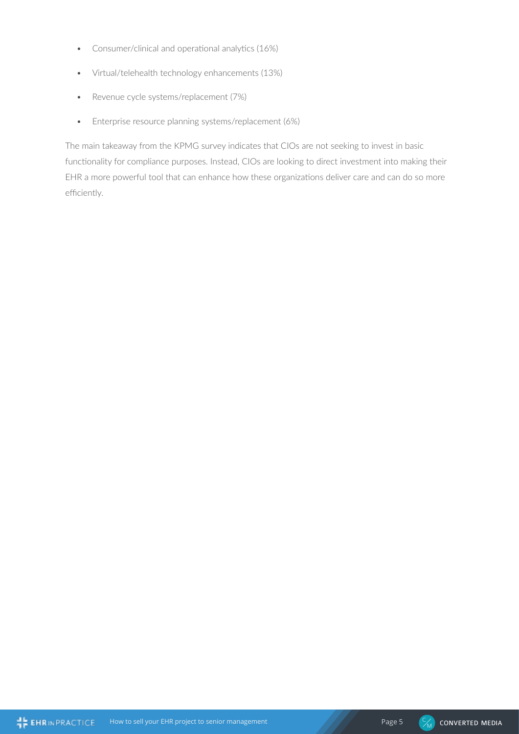- Consumer/clinical and operational analytics (16%)
- Virtual/telehealth technology enhancements (13%)
- Revenue cycle systems/replacement (7%)
- Enterprise resource planning systems/replacement (6%)

The main takeaway from the KPMG survey indicates that CIOs are not seeking to invest in basic functionality for compliance purposes. Instead, CIOs are looking to direct investment into making their EHR a more powerful tool that can enhance how these organizations deliver care and can do so more efficiently.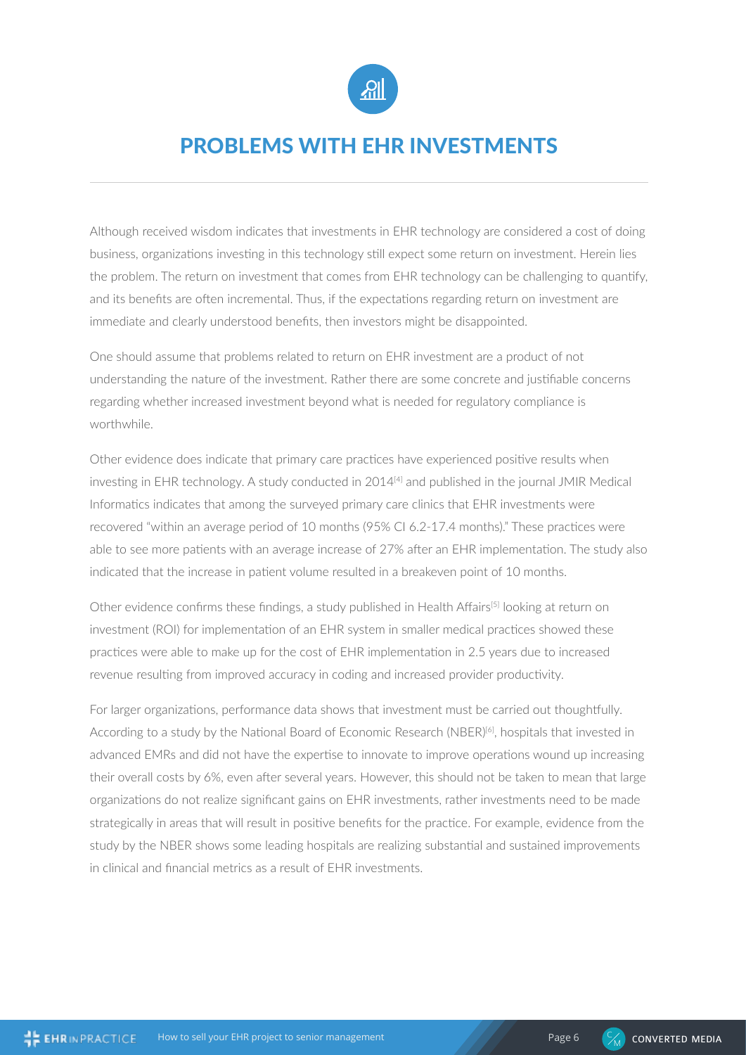# PROBLEMS WITH EHR INVESTMENTS

Although received wisdom indicates that investments in EHR technology are considered a cost of doing business, organizations investing in this technology still expect some return on investment. Herein lies the problem. The return on investment that comes from EHR technology can be challenging to quantify, and its benefits are often incremental. Thus, if the expectations regarding return on investment are immediate and clearly understood benefits, then investors might be disappointed.

One should assume that problems related to return on EHR investment are a product of not understanding the nature of the investment. Rather there are some concrete and justifiable concerns regarding whether increased investment beyond what is needed for regulatory compliance is worthwhile.

Other evidence does indicate that primary care practices have experienced positive results when investing in EHR technology. A study conducted in 2014[4] and published in the journal JMIR Medical Informatics indicates that among the surveyed primary care clinics that EHR investments were recovered "within an average period of 10 months (95% CI 6.2-17.4 months)." These practices were able to see more patients with an average increase of 27% after an EHR implementation. The study also indicated that the increase in patient volume resulted in a breakeven point of 10 months.

Other evidence confirms these findings, a study published in Health Affairs[5] looking at return on investment (ROI) for implementation of an EHR system in smaller medical practices showed these practices were able to make up for the cost of EHR implementation in 2.5 years due to increased revenue resulting from improved accuracy in coding and increased provider productivity.

For larger organizations, performance data shows that investment must be carried out thoughtfully. According to a study by the National Board of Economic Research (NBER)[6], hospitals that invested in advanced EMRs and did not have the expertise to innovate to improve operations wound up increasing their overall costs by 6%, even after several years. However, this should not be taken to mean that large organizations do not realize significant gains on EHR investments, rather investments need to be made strategically in areas that will result in positive benefits for the practice. For example, evidence from the study by the NBER shows some leading hospitals are realizing substantial and sustained improvements in clinical and financial metrics as a result of EHR investments.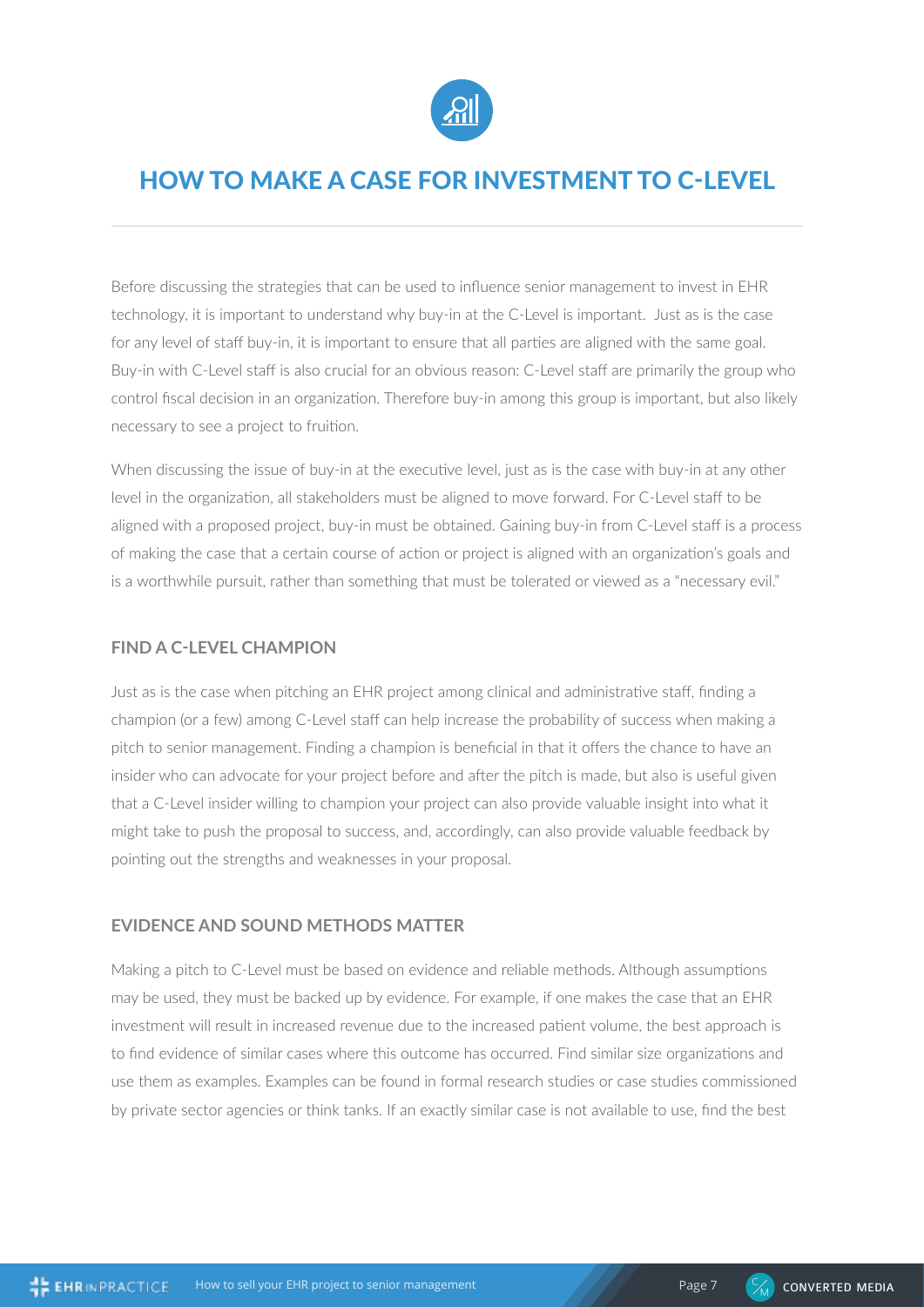# HOW TO MAKE A CASE FOR INVESTMENT TO C-LEVEL

Before discussing the strategies that can be used to influence senior management to invest in EHR technology, it is important to understand why buy-in at the C-Level is important. Just as is the case for any level of staff buy-in, it is important to ensure that all parties are aligned with the same goal. Buy-in with C-Level staff is also crucial for an obvious reason: C-Level staff are primarily the group who control fiscal decision in an organization. Therefore buy-in among this group is important, but also likely necessary to see a project to fruition.

When discussing the issue of buy-in at the executive level, just as is the case with buy-in at any other level in the organization, all stakeholders must be aligned to move forward. For C-Level staff to be aligned with a proposed project, buy-in must be obtained. Gaining buy-in from C-Level staff is a process of making the case that a certain course of action or project is aligned with an organization's goals and is a worthwhile pursuit, rather than something that must be tolerated or viewed as a "necessary evil."

## FIND A C-LEVEL CHAMPION

Just as is the case when pitching an EHR project among clinical and administrative staff, finding a champion (or a few) among C-Level staff can help increase the probability of success when making a pitch to senior management. Finding a champion is beneficial in that it offers the chance to have an insider who can advocate for your project before and after the pitch is made, but also is useful given that a C-Level insider willing to champion your project can also provide valuable insight into what it might take to push the proposal to success, and, accordingly, can also provide valuable feedback by pointing out the strengths and weaknesses in your proposal.

## EVIDENCE AND SOUND METHODS MATTER

Making a pitch to C-Level must be based on evidence and reliable methods. Although assumptions may be used, they must be backed up by evidence. For example, if one makes the case that an EHR investment will result in increased revenue due to the increased patient volume, the best approach is to find evidence of similar cases where this outcome has occurred. Find similar size organizations and use them as examples. Examples can be found in formal research studies or case studies commissioned by private sector agencies or think tanks. If an exactly similar case is not available to use, find the best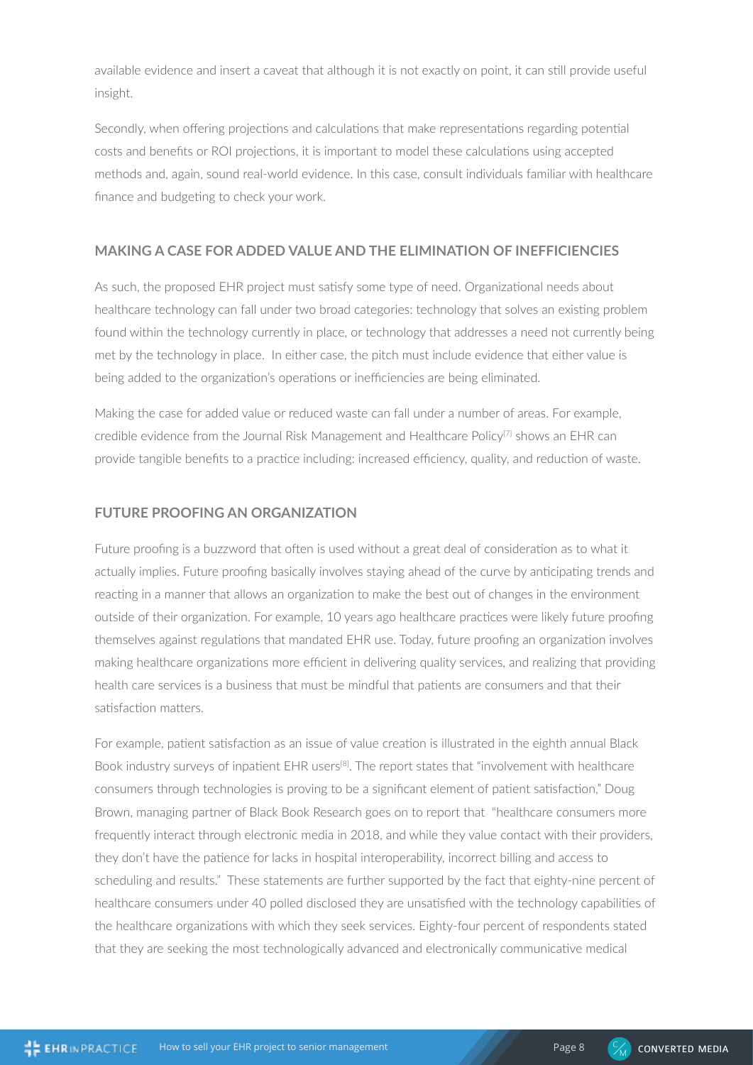available evidence and insert a caveat that although it is not exactly on point, it can still provide useful insight.

Secondly, when offering projections and calculations that make representations regarding potential costs and benefits or ROI projections, it is important to model these calculations using accepted methods and, again, sound real-world evidence. In this case, consult individuals familiar with healthcare finance and budgeting to check your work.

## MAKING A CASE FOR ADDED VALUE AND THE ELIMINATION OF INEFFICIENCIES

As such, the proposed EHR project must satisfy some type of need. Organizational needs about healthcare technology can fall under two broad categories: technology that solves an existing problem found within the technology currently in place, or technology that addresses a need not currently being met by the technology in place. In either case, the pitch must include evidence that either value is being added to the organization's operations or inefficiencies are being eliminated.

Making the case for added value or reduced waste can fall under a number of areas. For example, credible evidence from the Journal Risk Management and Healthcare Policy[7] shows an EHR can provide tangible benefits to a practice including: increased efficiency, quality, and reduction of waste.

## FUTURE PROOFING AN ORGANIZATION

Future proofing is a buzzword that often is used without a great deal of consideration as to what it actually implies. Future proofing basically involves staying ahead of the curve by anticipating trends and reacting in a manner that allows an organization to make the best out of changes in the environment outside of their organization. For example, 10 years ago healthcare practices were likely future proofing themselves against regulations that mandated EHR use. Today, future proofing an organization involves making healthcare organizations more efficient in delivering quality services, and realizing that providing health care services is a business that must be mindful that patients are consumers and that their satisfaction matters.

For example, patient satisfaction as an issue of value creation is illustrated in the eighth annual Black Book industry surveys of inpatient EHR users[8]. The report states that "involvement with healthcare consumers through technologies is proving to be a significant element of patient satisfaction," Doug Brown, managing partner of Black Book Research goes on to report that "healthcare consumers more frequently interact through electronic media in 2018, and while they value contact with their providers, they don't have the patience for lacks in hospital interoperability, incorrect billing and access to scheduling and results." These statements are further supported by the fact that eighty-nine percent of healthcare consumers under 40 polled disclosed they are unsatisfied with the technology capabilities of the healthcare organizations with which they seek services. Eighty-four percent of respondents stated that they are seeking the most technologically advanced and electronically communicative medical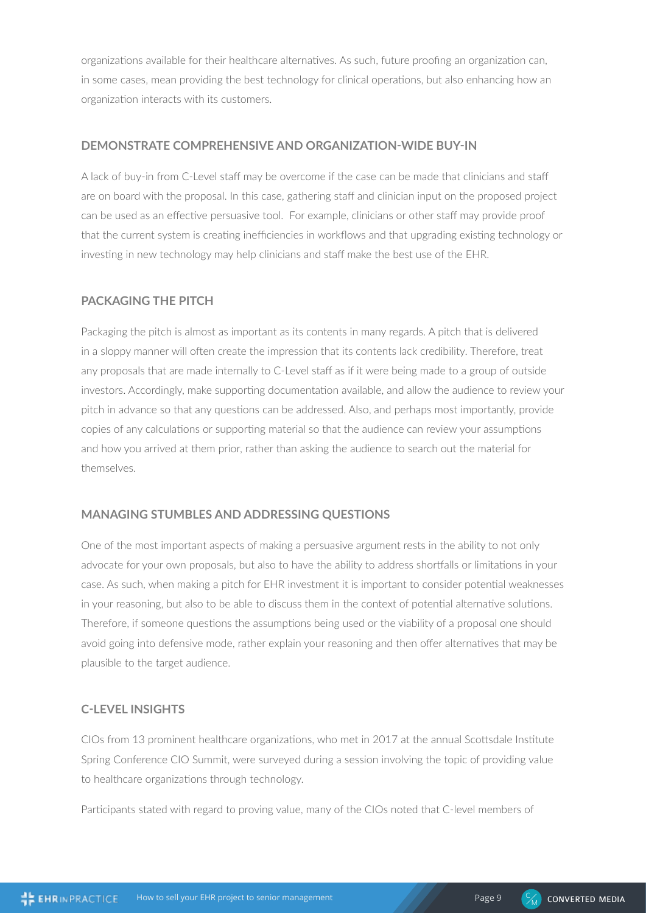organizations available for their healthcare alternatives. As such, future proofing an organization can, in some cases, mean providing the best technology for clinical operations, but also enhancing how an organization interacts with its customers.

## DEMONSTRATE COMPREHENSIVE AND ORGANIZATION-WIDE BUY-IN

A lack of buy-in from C-Level staff may be overcome if the case can be made that clinicians and staff are on board with the proposal. In this case, gathering staff and clinician input on the proposed project can be used as an effective persuasive tool. For example, clinicians or other staff may provide proof that the current system is creating inefficiencies in workflows and that upgrading existing technology or investing in new technology may help clinicians and staff make the best use of the EHR.

## PACKAGING THE PITCH

Packaging the pitch is almost as important as its contents in many regards. A pitch that is delivered in a sloppy manner will often create the impression that its contents lack credibility. Therefore, treat any proposals that are made internally to C-Level staff as if it were being made to a group of outside investors. Accordingly, make supporting documentation available, and allow the audience to review your pitch in advance so that any questions can be addressed. Also, and perhaps most importantly, provide copies of any calculations or supporting material so that the audience can review your assumptions and how you arrived at them prior, rather than asking the audience to search out the material for themselves.

## MANAGING STUMBLES AND ADDRESSING QUESTIONS

One of the most important aspects of making a persuasive argument rests in the ability to not only advocate for your own proposals, but also to have the ability to address shortfalls or limitations in your case. As such, when making a pitch for EHR investment it is important to consider potential weaknesses in your reasoning, but also to be able to discuss them in the context of potential alternative solutions. Therefore, if someone questions the assumptions being used or the viability of a proposal one should avoid going into defensive mode, rather explain your reasoning and then offer alternatives that may be plausible to the target audience.

## C-LEVEL INSIGHTS

CIOs from 13 prominent healthcare organizations, who met in 2017 at the annual Scottsdale Institute Spring Conference CIO Summit, were surveyed during a session involving the topic of providing value to healthcare organizations through technology.

Participants stated with regard to proving value, many of the CIOs noted that C-level members of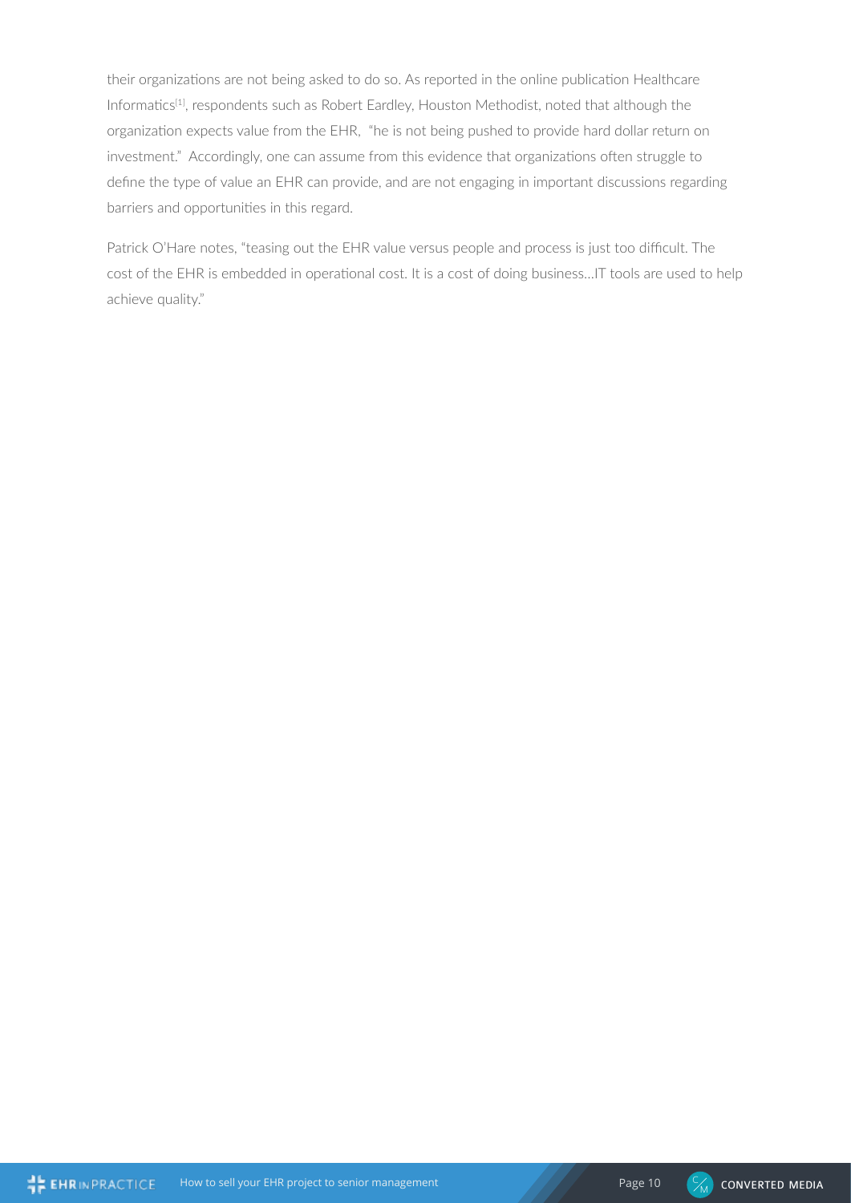their organizations are not being asked to do so. As reported in the online publication Healthcare Informatics[1], respondents such as Robert Eardley, Houston Methodist, noted that although the organization expects value from the EHR, "he is not being pushed to provide hard dollar return on investment." Accordingly, one can assume from this evidence that organizations often struggle to define the type of value an EHR can provide, and are not engaging in important discussions regarding barriers and opportunities in this regard.

Patrick O'Hare notes, "teasing out the EHR value versus people and process is just too difficult. The cost of the EHR is embedded in operational cost. It is a cost of doing business…IT tools are used to help achieve quality."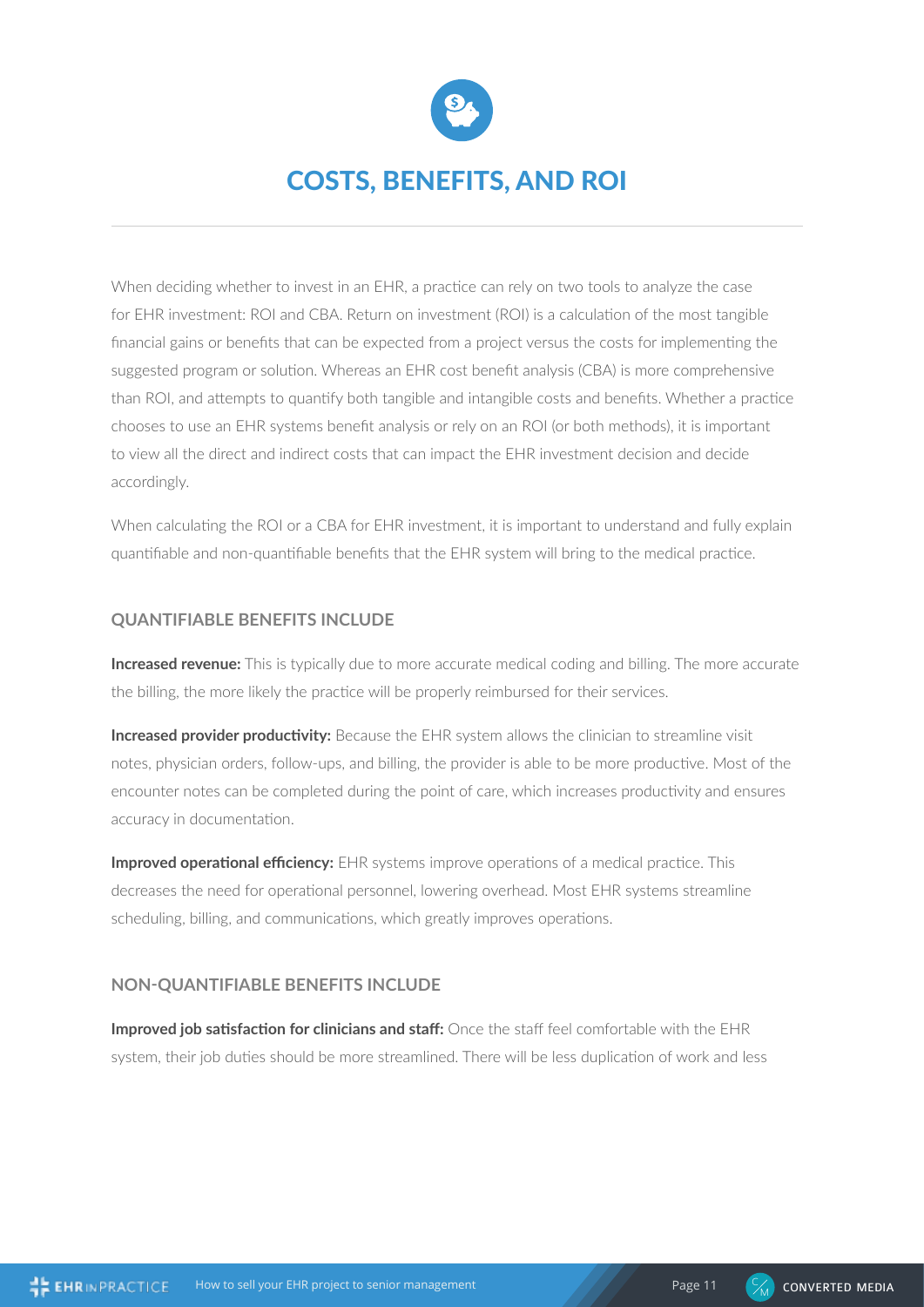# COSTS, BENEFITS, AND ROI

When deciding whether to invest in an EHR, a practice can rely on two tools to analyze the case for EHR investment: ROI and CBA. Return on investment (ROI) is a calculation of the most tangible financial gains or benefits that can be expected from a project versus the costs for implementing the suggested program or solution. Whereas an EHR cost benefit analysis (CBA) is more comprehensive than ROI, and attempts to quantify both tangible and intangible costs and benefits. Whether a practice chooses to use an EHR systems benefit analysis or rely on an ROI (or both methods), it is important to view all the direct and indirect costs that can impact the EHR investment decision and decide accordingly.

When calculating the ROI or a CBA for EHR investment, it is important to understand and fully explain quantifiable and non-quantifiable benefits that the EHR system will bring to the medical practice.

### QUANTIFIABLE BENEFITS INCLUDE

**Increased revenue:** This is typically due to more accurate medical coding and billing. The more accurate the billing, the more likely the practice will be properly reimbursed for their services.

**Increased provider productivity:** Because the EHR system allows the clinician to streamline visit notes, physician orders, follow-ups, and billing, the provider is able to be more productive. Most of the encounter notes can be completed during the point of care, which increases productivity and ensures accuracy in documentation.

**Improved operational efficiency:** EHR systems improve operations of a medical practice. This decreases the need for operational personnel, lowering overhead. Most EHR systems streamline scheduling, billing, and communications, which greatly improves operations.

### NON-QUANTIFIABLE BENEFITS INCLUDE

**Improved job satisfaction for clinicians and staff:** Once the staff feel comfortable with the EHR system, their job duties should be more streamlined. There will be less duplication of work and less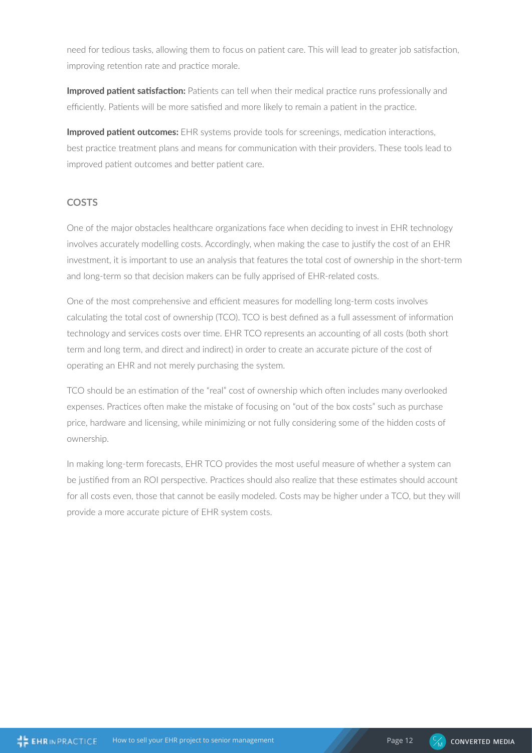need for tedious tasks, allowing them to focus on patient care. This will lead to greater job satisfaction, improving retention rate and practice morale.

**Improved patient satisfaction:** Patients can tell when their medical practice runs professionally and efficiently. Patients will be more satisfied and more likely to remain a patient in the practice.

**Improved patient outcomes:** EHR systems provide tools for screenings, medication interactions, best practice treatment plans and means for communication with their providers. These tools lead to improved patient outcomes and better patient care.

## COSTS

One of the major obstacles healthcare organizations face when deciding to invest in EHR technology involves accurately modelling costs. Accordingly, when making the case to justify the cost of an EHR investment, it is important to use an analysis that features the total cost of ownership in the short-term and long-term so that decision makers can be fully apprised of EHR-related costs.

One of the most comprehensive and efficient measures for modelling long-term costs involves calculating the total cost of ownership (TCO). TCO is best defined as a full assessment of information technology and services costs over time. EHR TCO represents an accounting of all costs (both short term and long term, and direct and indirect) in order to create an accurate picture of the cost of operating an EHR and not merely purchasing the system.

TCO should be an estimation of the "real" cost of ownership which often includes many overlooked expenses. Practices often make the mistake of focusing on "out of the box costs" such as purchase price, hardware and licensing, while minimizing or not fully considering some of the hidden costs of ownership.

In making long-term forecasts, EHR TCO provides the most useful measure of whether a system can be justified from an ROI perspective. Practices should also realize that these estimates should account for all costs even, those that cannot be easily modeled. Costs may be higher under a TCO, but they will provide a more accurate picture of EHR system costs.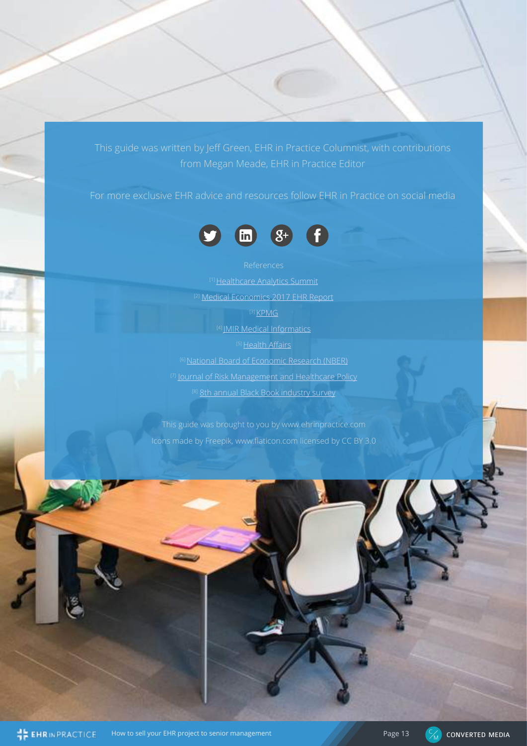This guide was written by Jeff Green, EHR in Practice Columnist, with contributions from Megan Meade, EHR in Practice Editor

For more exclusive EHR advice and resources follow EHR in Practice on social media

References

[1] Healthcare Analytics Summit

[2] Medical Economics 2017 EHR Report

[3] KPMG

[4] JMIR Medical Informatics

[5] Health Affairs

[6] National Board of Economic Research (NBER)

[7] Journal of Risk Management and Healthcare Policy

[8] 8th annual Black Book industry survey

This guide was brought to you by www.ehrinpractice.com

Icons made by Freepik, www.flaticon.com licensed by CC BY 3.0